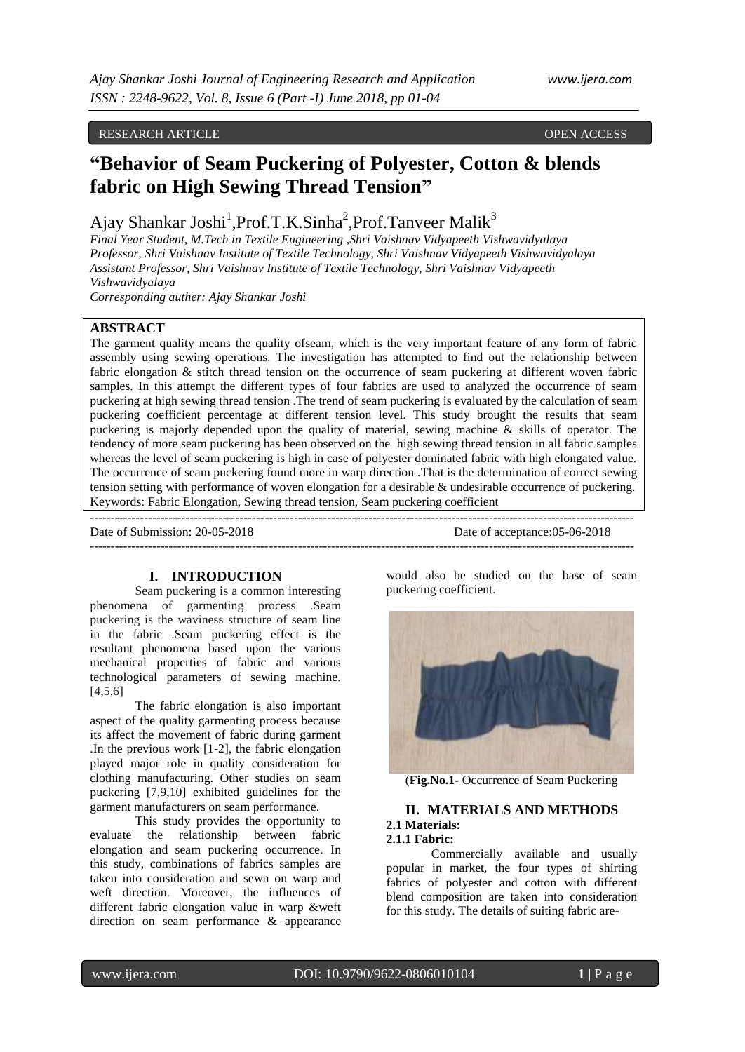RESEARCH ARTICLE OPEN ACCESS

# "Behavior of Seam Puckering of Polyester, Cotton & blends fabric on High Sewing Thread Tension"

Ajay Shankar Joshi[1], Prof.T.K.Sinha[2], Prof.Tanveer Malik[3]

*Final Year Student, M.Tech in Textile Engineering ,Shri Vaishnav Vidyapeeth Vishwavidyalaya*
*Professor, Shri Vaishnav Institute of Textile Technology, Shri Vaishnav Vidyapeeth Vishwavidyalaya*
*Assistant Professor, Shri Vaishnav Institute of Textile Technology, Shri Vaishnav Vidyapeeth Vishwavidyalaya*
*Corresponding auther: Ajay Shankar Joshi*

## ABSTRACT

The garment quality means the quality ofseam, which is the very important feature of any form of fabric assembly using sewing operations. The investigation has attempted to find out the relationship between fabric elongation & stitch thread tension on the occurrence of seam puckering at different woven fabric samples. In this attempt the different types of four fabrics are used to analyzed the occurrence of seam puckering at high sewing thread tension .The trend of seam puckering is evaluated by the calculation of seam puckering coefficient percentage at different tension level. This study brought the results that seam puckering is majorly depended upon the quality of material, sewing machine & skills of operator. The tendency of more seam puckering has been observed on the high sewing thread tension in all fabric samples whereas the level of seam puckering is high in case of polyester dominated fabric with high elongated value. The occurrence of seam puckering found more in warp direction .That is the determination of correct sewing tension setting with performance of woven elongation for a desirable & undesirable occurrence of puckering.

Keywords: Fabric Elongation, Sewing thread tension, Seam puckering coefficient

---

Date of Submission: 20-05-2018 Date of acceptance:05-06-2018

---

## I. INTRODUCTION

Seam puckering is a common interesting phenomena of garmenting process .Seam puckering is the waviness structure of seam line in the fabric .Seam puckering effect is the resultant phenomena based upon the various mechanical properties of fabric and various technological parameters of sewing machine. [4,5,6]

The fabric elongation is also important aspect of the quality garmenting process because its affect the movement of fabric during garment .In the previous work [1-2], the fabric elongation played major role in quality consideration for clothing manufacturing. Other studies on seam puckering [7,9,10] exhibited guidelines for the garment manufacturers on seam performance.

This study provides the opportunity to evaluate the relationship between fabric elongation and seam puckering occurrence. In this study, combinations of fabrics samples are taken into consideration and sewn on warp and weft direction. Moreover, the influences of different fabric elongation value in warp &weft direction on seam performance & appearance would also be studied on the base of seam puckering coefficient.

(**Fig.No.1**- Occurrence of Seam Puckering

## II. MATERIALS AND METHODS

### 2.1 Materials:

### 2.1.1 Fabric:

Commercially available and usually popular in market, the four types of shirting fabrics of polyester and cotton with different blend composition are taken into consideration for this study. The details of suiting fabric are-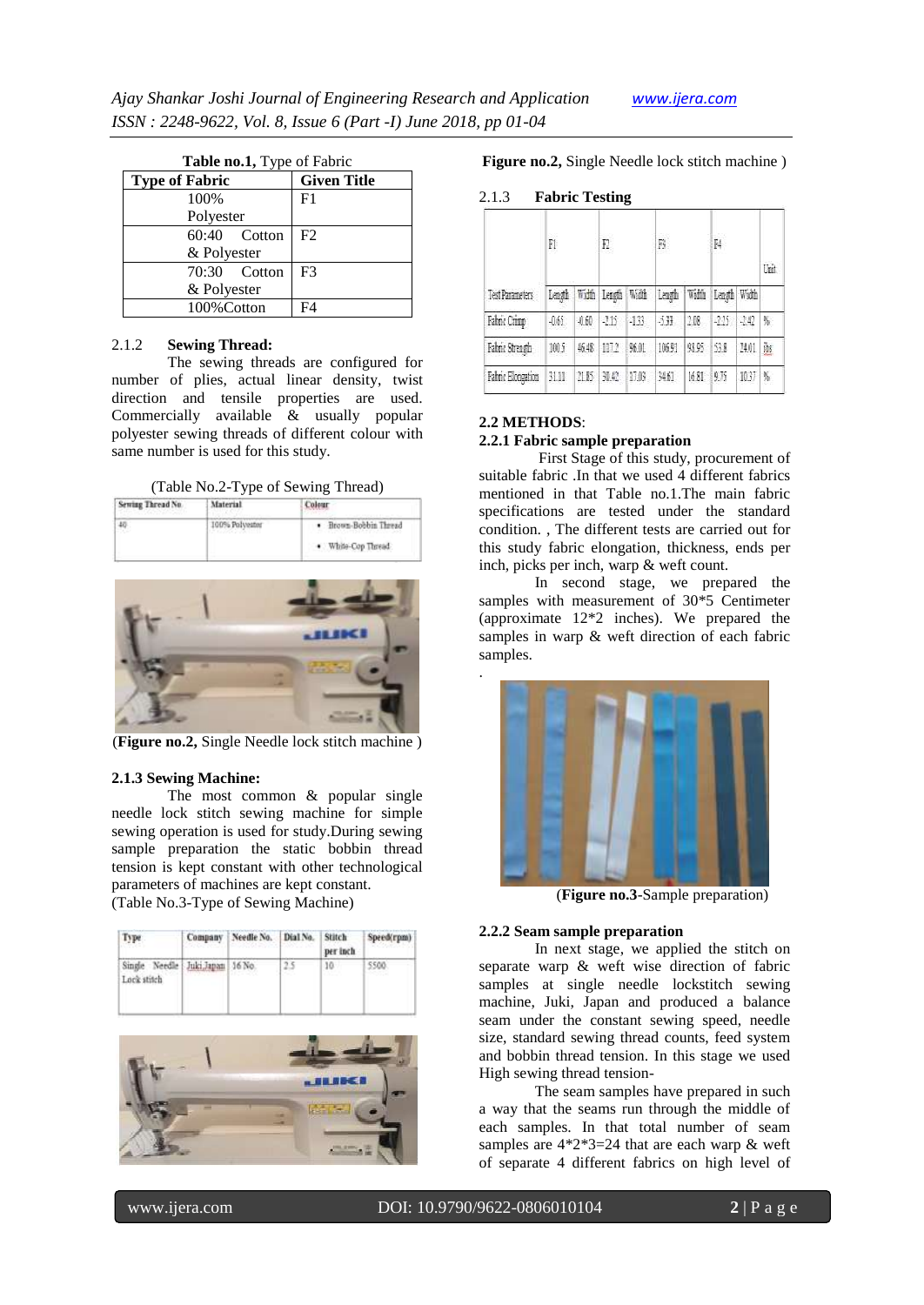**Table no.1,** Type of Fabric

| Type of Fabric | Given Title |
|---|---|
| 100% Polyester | F1 |
| 60:40 Cotton & Polyester | F2 |
| 70:30 Cotton & Polyester | F3 |
| 100%Cotton | F4 |

2.1.2 **Sewing Thread:**

The sewing threads are configured for number of plies, actual linear density, twist direction and tensile properties are used. Commercially available & usually popular polyester sewing threads of different colour with same number is used for this study.

(Table No.2-Type of Sewing Thread)

| Sewing Thread No. | Material | Colour |
|---|---|---|
| 40 | 100% Polyester | • Brown-Bobbin Thread<br>• White-Cop Thread |

(**Figure no.2,** Single Needle lock stitch machine )

**2.1.3 Sewing Machine:**

The most common & popular single needle lock stitch sewing machine for simple sewing operation is used for study.During sewing sample preparation the static bobbin thread tension is kept constant with other technological parameters of machines are kept constant.

(Table No.3-Type of Sewing Machine)

| Type | Company | Needle No. | Dial No. | Stitch per inch | Speed(rpm) |
|---|---|---|---|---|---|
| Single Needle Lock stitch | Juki,Japan | 16 No. | 2.5 | 10 | 5500 |

**Figure no.2,** Single Needle lock stitch machine )

2.1.3 **Fabric Testing**

| | F1 | | F2 | | F3 | | F4 | | Unit |
|---|---|---|---|---|---|---|---|---|---|
| Test Parameters | Length | Width | Length | Width | Length | Width | Length | Width | |
| Fabric Crimp | -0.65 | -0.60 | -2.15 | -1.33 | -5.39 | 2.08 | -2.15 | -2.42 | % |
| Fabric Strength | 100.5 | 46.48 | 117.2 | 96.01 | 106.91 | 93.95 | 53.8 | 24.01 | lbs |
| Fabric Elongation | 31.11 | 21.85 | 30.42 | 17.09 | 34.61 | 16.81 | 9.75 | 10.37 | % |

## 2.2 METHODS:

**2.2.1 Fabric sample preparation**

First Stage of this study, procurement of suitable fabric .In that we used 4 different fabrics mentioned in that Table no.1.The main fabric specifications are tested under the standard condition. , The different tests are carried out for this study fabric elongation, thickness, ends per inch, picks per inch, warp & weft count.

In second stage, we prepared the samples with measurement of 30*5 Centimeter (approximate 12*2 inches). We prepared the samples in warp & weft direction of each fabric samples.

.

(**Figure no.3**-Sample preparation)

**2.2.2 Seam sample preparation**

In next stage, we applied the stitch on separate warp & weft wise direction of fabric samples at single needle lockstitch sewing machine, Juki, Japan and produced a balance seam under the constant sewing speed, needle size, standard sewing thread counts, feed system and bobbin thread tension. In this stage we used High sewing thread tension-

The seam samples have prepared in such a way that the seams run through the middle of each samples. In that total number of seam samples are 4*2*3=24 that are each warp & weft of separate 4 different fabrics on high level of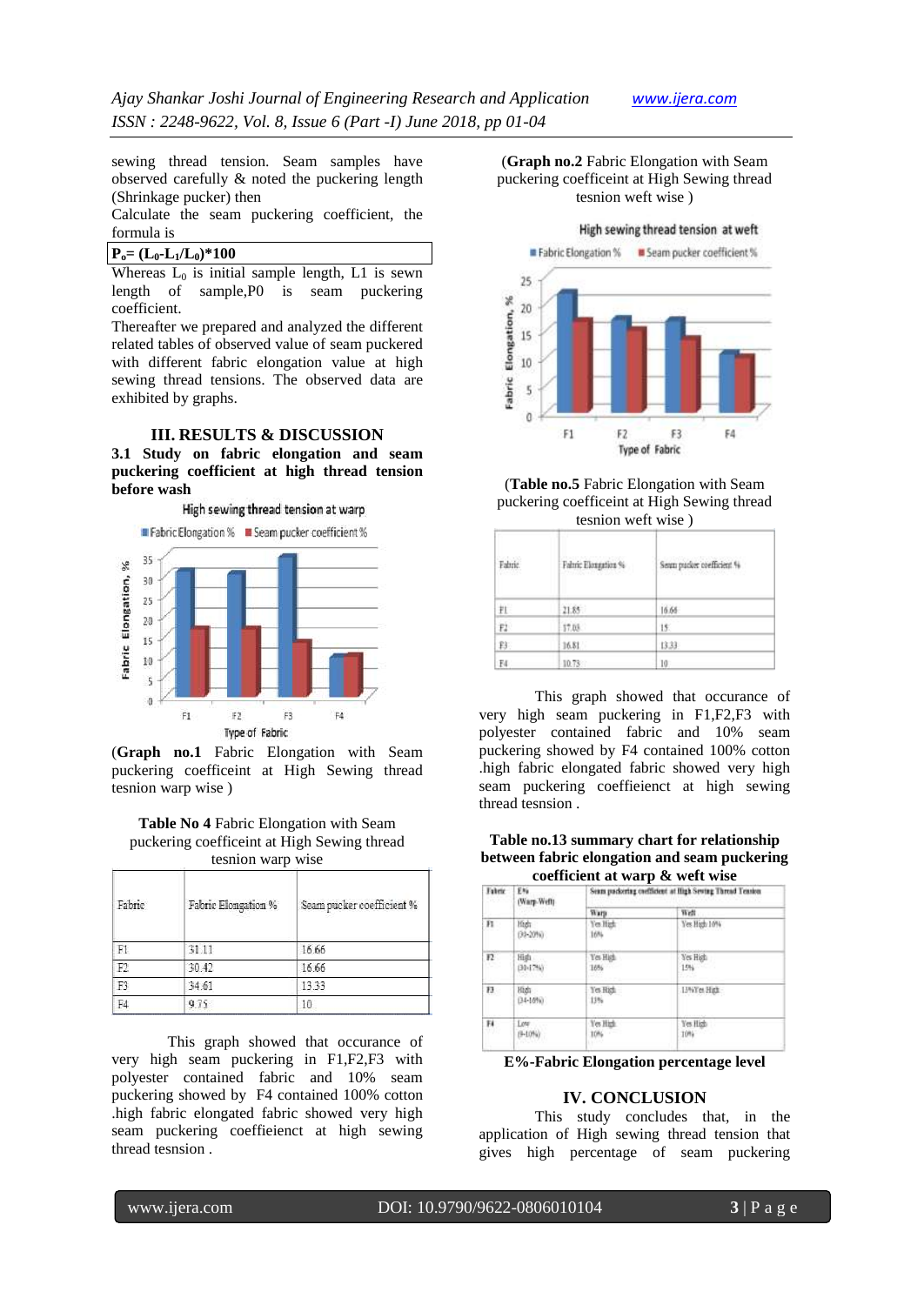sewing thread tension. Seam samples have observed carefully & noted the puckering length (Shrinkage pucker) then

Calculate the seam puckering coefficient, the formula is

$$P_o = (L_0 - L_1/L_0)*100$$

Whereas $L_0$ is initial sample length, L1 is sewn length of sample,P0 is seam puckering coefficient.

Thereafter we prepared and analyzed the different related tables of observed value of seam puckered with different fabric elongation value at high sewing thread tensions. The observed data are exhibited by graphs.

## III. RESULTS & DISCUSSION

### 3.1 Study on fabric elongation and seam puckering coefficient at high thread tension before wash

(**Graph no.1** Fabric Elongation with Seam puckering coefficeint at High Sewing thread tesnion warp wise )

**Table No 4** Fabric Elongation with Seam puckering coefficeint at High Sewing thread tesnion warp wise

| Fabric | Fabric Elongation % | Seam pucker coefficient % |
|---|---|---|
| F1 | 31.11 | 16.66 |
| F2 | 30.42 | 16.66 |
| F3 | 34.61 | 13.33 |
| F4 | 9.75 | 10 |

This graph showed that occurance of very high seam puckering in F1,F2,F3 with polyester contained fabric and 10% seam puckering showed by F4 contained 100% cotton .high fabric elongated fabric showed very high seam puckering coeffieienct at high sewing thread tesnsion .

(**Graph no.2** Fabric Elongation with Seam puckering coefficeint at High Sewing thread tesnion weft wise )

(**Table no.5** Fabric Elongation with Seam puckering coefficeint at High Sewing thread tesnion weft wise )

| Fabric | Fabric Elongation % | Seam pucker coefficient % |
|---|---|---|
| F1 | 21.85 | 16.66 |
| F2 | 17.03 | 15 |
| F3 | 16.81 | 13.33 |
| F4 | 10.73 | 10 |

This graph showed that occurance of very high seam puckering in F1,F2,F3 with polyester contained fabric and 10% seam puckering showed by F4 contained 100% cotton .high fabric elongated fabric showed very high seam puckering coeffieienct at high sewing thread tesnsion .

**Table no.13 summary chart for relationship between fabric elongation and seam puckering coefficient at warp & weft wise**

| Fabric | E% (Warp-Weft) | Seam puckering coefficient at High Sewing Thread Tension | |
|---|---|---|---|
| | | Warp | Weft |
| F1 | High (30-20%) | Yes High 16% | Yes High 16% |
| F2 | High (30-17%) | Yes High 16% | Yes High 15% |
| F3 | High (34-16%) | Yes High 13% | 13%Yes High |
| F4 | Low (9-10%) | Yes High 10% | Yes High 10% |

**E%-Fabric Elongation percentage level**

## IV. CONCLUSION

This study concludes that, in the application of High sewing thread tension that gives high percentage of seam puckering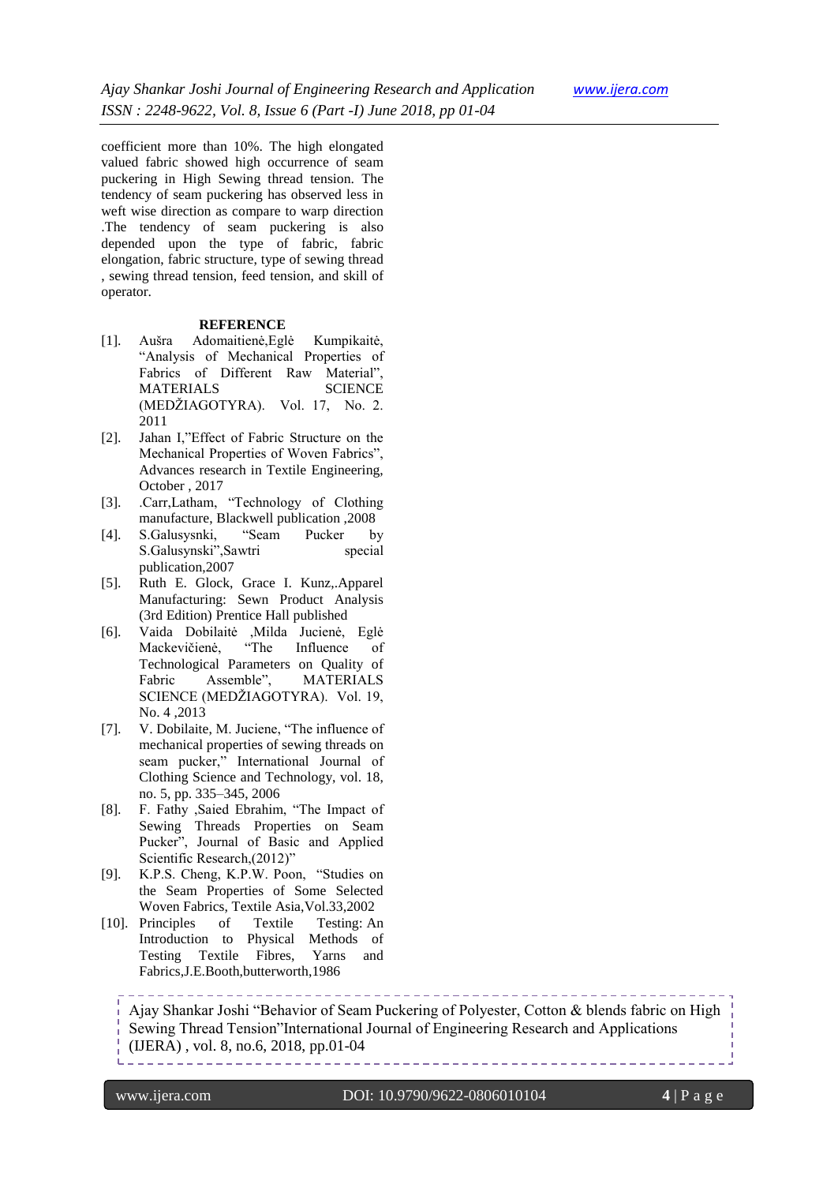coefficient more than 10%. The high elongated valued fabric showed high occurrence of seam puckering in High Sewing thread tension. The tendency of seam puckering has observed less in weft wise direction as compare to warp direction .The tendency of seam puckering is also depended upon the type of fabric, fabric elongation, fabric structure, type of sewing thread , sewing thread tension, feed tension, and skill of operator.

## REFERENCE

[1]. Aušra Adomaitienė,Eglė Kumpikaitė, "Analysis of Mechanical Properties of Fabrics of Different Raw Material", MATERIALS SCIENCE (MEDŽIAGOTYRA). Vol. 17, No. 2. 2011

[2]. Jahan I,"Effect of Fabric Structure on the Mechanical Properties of Woven Fabrics", Advances research in Textile Engineering, October , 2017

[3]. .Carr,Latham, "Technology of Clothing manufacture, Blackwell publication ,2008

[4]. S.Galusysnki, "Seam Pucker by S.Galusynski",Sawtri special publication,2007

[5]. Ruth E. Glock, Grace I. Kunz,.Apparel Manufacturing: Sewn Product Analysis (3rd Edition) Prentice Hall published

[6]. Vaida Dobilaitė ,Milda Jucienė, Eglė Mackevičienė, "The Influence of Technological Parameters on Quality of Fabric Assemble", MATERIALS SCIENCE (MEDŽIAGOTYRA). Vol. 19, No. 4 ,2013

[7]. V. Dobilaite, M. Juciene, "The influence of mechanical properties of sewing threads on seam pucker," International Journal of Clothing Science and Technology, vol. 18, no. 5, pp. 335–345, 2006

[8]. F. Fathy ,Saied Ebrahim, "The Impact of Sewing Threads Properties on Seam Pucker", Journal of Basic and Applied Scientific Research,(2012)"

[9]. K.P.S. Cheng, K.P.W. Poon, "Studies on the Seam Properties of Some Selected Woven Fabrics, Textile Asia,Vol.33,2002

[10]. Principles of Textile Testing: An Introduction to Physical Methods of Testing Textile Fibres, Yarns and Fabrics,J.E.Booth,butterworth,1986

Ajay Shankar Joshi "Behavior of Seam Puckering of Polyester, Cotton & blends fabric on High Sewing Thread Tension"International Journal of Engineering Research and Applications (IJERA) , vol. 8, no.6, 2018, pp.01-04